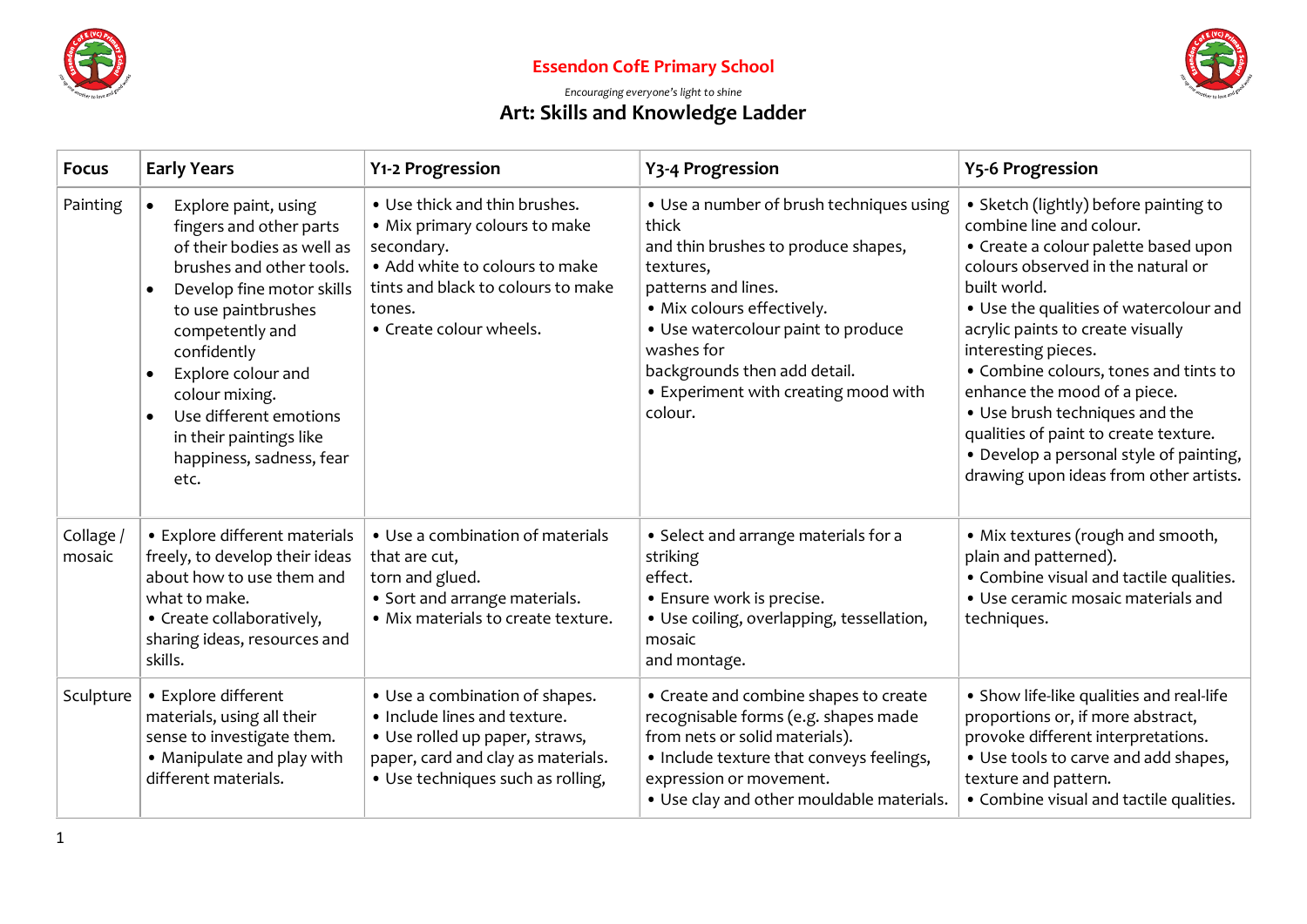# Essendon CofE Primary School

*Encouraging everyone's light to shine*

## Art: Skills and Knowledge Ladder

| Focus | Early Years | Y1-2 Progression | Y3-4 Progression | Y5-6 Progression |
|---|---|---|---|---|
| Painting | • Explore paint, using fingers and other parts of their bodies as well as brushes and other tools.<br>• Develop fine motor skills to use paintbrushes competently and confidently<br>• Explore colour and colour mixing.<br>• Use different emotions in their paintings like happiness, sadness, fear etc. | • Use thick and thin brushes.<br>• Mix primary colours to make secondary.<br>• Add white to colours to make tints and black to colours to make tones.<br>• Create colour wheels. | • Use a number of brush techniques using thick and thin brushes to produce shapes, textures, patterns and lines.<br>• Mix colours effectively.<br>• Use watercolour paint to produce washes for backgrounds then add detail.<br>• Experiment with creating mood with colour. | • Sketch (lightly) before painting to combine line and colour.<br>• Create a colour palette based upon colours observed in the natural or built world.<br>• Use the qualities of watercolour and acrylic paints to create visually interesting pieces.<br>• Combine colours, tones and tints to enhance the mood of a piece.<br>• Use brush techniques and the qualities of paint to create texture.<br>• Develop a personal style of painting, drawing upon ideas from other artists. |
| Collage / mosaic | • Explore different materials freely, to develop their ideas about how to use them and what to make.<br>• Create collaboratively, sharing ideas, resources and skills. | • Use a combination of materials that are cut, torn and glued.<br>• Sort and arrange materials.<br>• Mix materials to create texture. | • Select and arrange materials for a striking effect.<br>• Ensure work is precise.<br>• Use coiling, overlapping, tessellation, mosaic and montage. | • Mix textures (rough and smooth, plain and patterned).<br>• Combine visual and tactile qualities.<br>• Use ceramic mosaic materials and techniques. |
| Sculpture | • Explore different materials, using all their sense to investigate them.<br>• Manipulate and play with different materials. | • Use a combination of shapes.<br>• Include lines and texture.<br>• Use rolled up paper, straws, paper, card and clay as materials.<br>• Use techniques such as rolling, | • Create and combine shapes to create recognisable forms (e.g. shapes made from nets or solid materials).<br>• Include texture that conveys feelings, expression or movement.<br>• Use clay and other mouldable materials. | • Show life-like qualities and real-life proportions or, if more abstract, provoke different interpretations.<br>• Use tools to carve and add shapes, texture and pattern.<br>• Combine visual and tactile qualities. |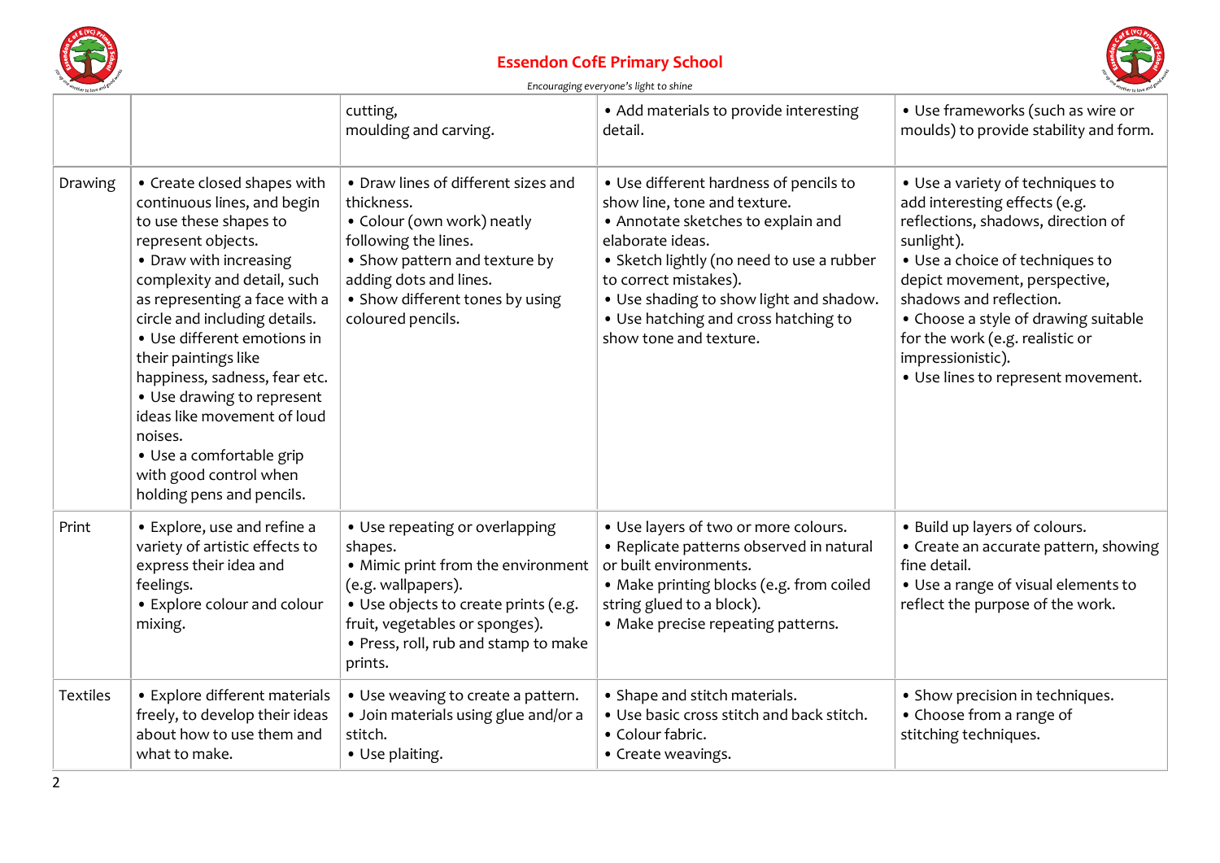| | | | | |
|---|---|---|---|---|
| | | cutting, moulding and carving. | • Add materials to provide interesting detail. | • Use frameworks (such as wire or moulds) to provide stability and form. |
| Drawing | • Create closed shapes with continuous lines, and begin to use these shapes to represent objects.<br>• Draw with increasing complexity and detail, such as representing a face with a circle and including details.<br>• Use different emotions in their paintings like happiness, sadness, fear etc.<br>• Use drawing to represent ideas like movement of loud noises.<br>• Use a comfortable grip with good control when holding pens and pencils. | • Draw lines of different sizes and thickness.<br>• Colour (own work) neatly following the lines.<br>• Show pattern and texture by adding dots and lines.<br>• Show different tones by using coloured pencils. | • Use different hardness of pencils to show line, tone and texture.<br>• Annotate sketches to explain and elaborate ideas.<br>• Sketch lightly (no need to use a rubber to correct mistakes).<br>• Use shading to show light and shadow.<br>• Use hatching and cross hatching to show tone and texture. | • Use a variety of techniques to add interesting effects (e.g. reflections, shadows, direction of sunlight).<br>• Use a choice of techniques to depict movement, perspective, shadows and reflection.<br>• Choose a style of drawing suitable for the work (e.g. realistic or impressionistic).<br>• Use lines to represent movement. |
| Print | • Explore, use and refine a variety of artistic effects to express their idea and feelings.<br>• Explore colour and colour mixing. | • Use repeating or overlapping shapes.<br>• Mimic print from the environment (e.g. wallpapers).<br>• Use objects to create prints (e.g. fruit, vegetables or sponges).<br>• Press, roll, rub and stamp to make prints. | • Use layers of two or more colours.<br>• Replicate patterns observed in natural or built environments.<br>• Make printing blocks (e.g. from coiled string glued to a block).<br>• Make precise repeating patterns. | • Build up layers of colours.<br>• Create an accurate pattern, showing fine detail.<br>• Use a range of visual elements to reflect the purpose of the work. |
| Textiles | • Explore different materials freely, to develop their ideas about how to use them and what to make. | • Use weaving to create a pattern.<br>• Join materials using glue and/or a stitch.<br>• Use plaiting. | • Shape and stitch materials.<br>• Use basic cross stitch and back stitch.<br>• Colour fabric.<br>• Create weavings. | • Show precision in techniques.<br>• Choose from a range of stitching techniques. |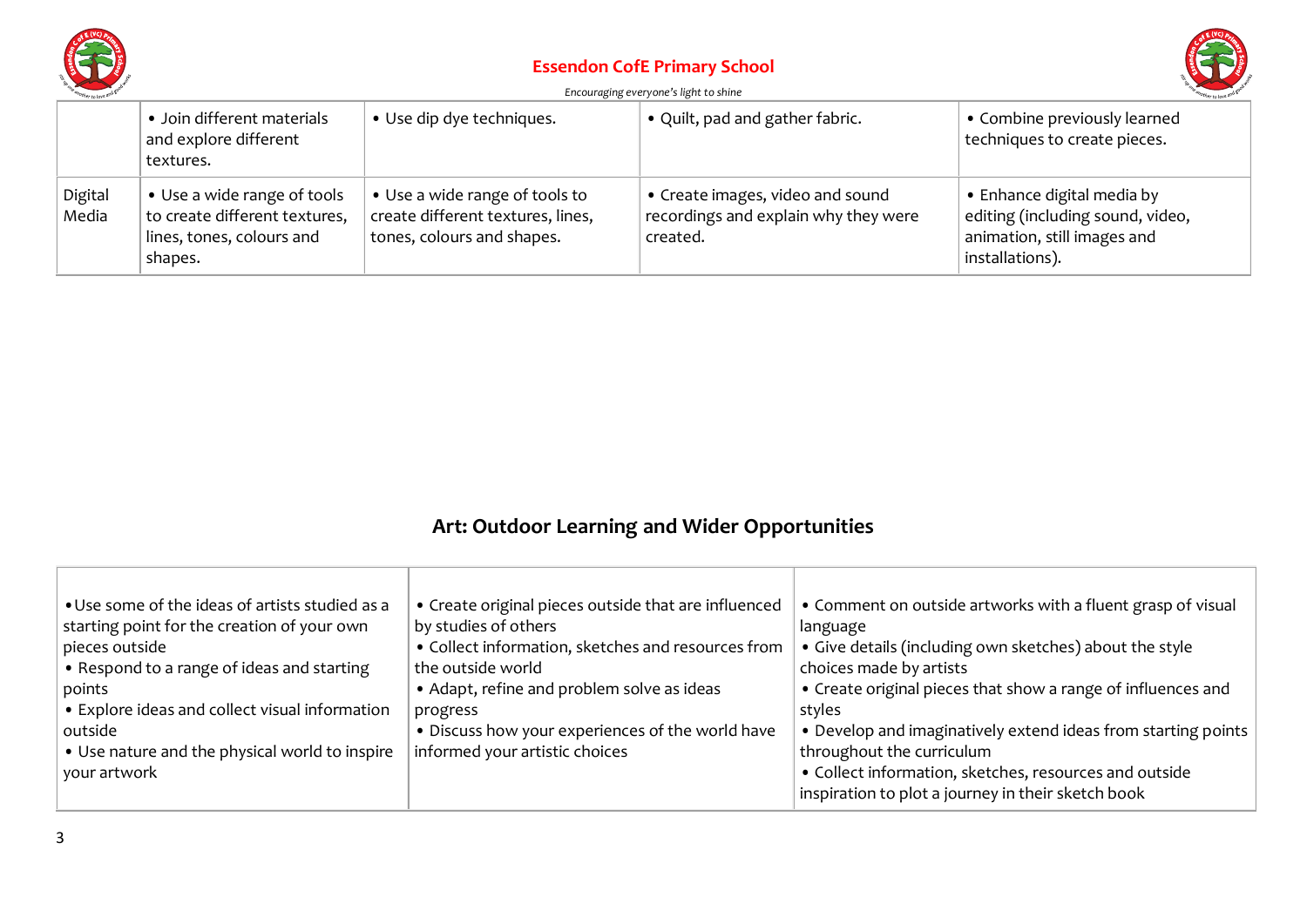| | | | | |
|---|---|---|---|---|
| | • Join different materials and explore different textures. | • Use dip dye techniques. | • Quilt, pad and gather fabric. | • Combine previously learned techniques to create pieces. |
| Digital Media | • Use a wide range of tools to create different textures, lines, tones, colours and shapes. | • Use a wide range of tools to create different textures, lines, tones, colours and shapes. | • Create images, video and sound recordings and explain why they were created. | • Enhance digital media by editing (including sound, video, animation, still images and installations). |

## Art: Outdoor Learning and Wider Opportunities

| | | |
|---|---|---|
| • Use some of the ideas of artists studied as a starting point for the creation of your own pieces outside<br>• Respond to a range of ideas and starting points<br>• Explore ideas and collect visual information outside<br>• Use nature and the physical world to inspire your artwork | • Create original pieces outside that are influenced by studies of others<br>• Collect information, sketches and resources from the outside world<br>• Adapt, refine and problem solve as ideas progress<br>• Discuss how your experiences of the world have informed your artistic choices | • Comment on outside artworks with a fluent grasp of visual language<br>• Give details (including own sketches) about the style choices made by artists<br>• Create original pieces that show a range of influences and styles<br>• Develop and imaginatively extend ideas from starting points throughout the curriculum<br>• Collect information, sketches, resources and outside inspiration to plot a journey in their sketch book |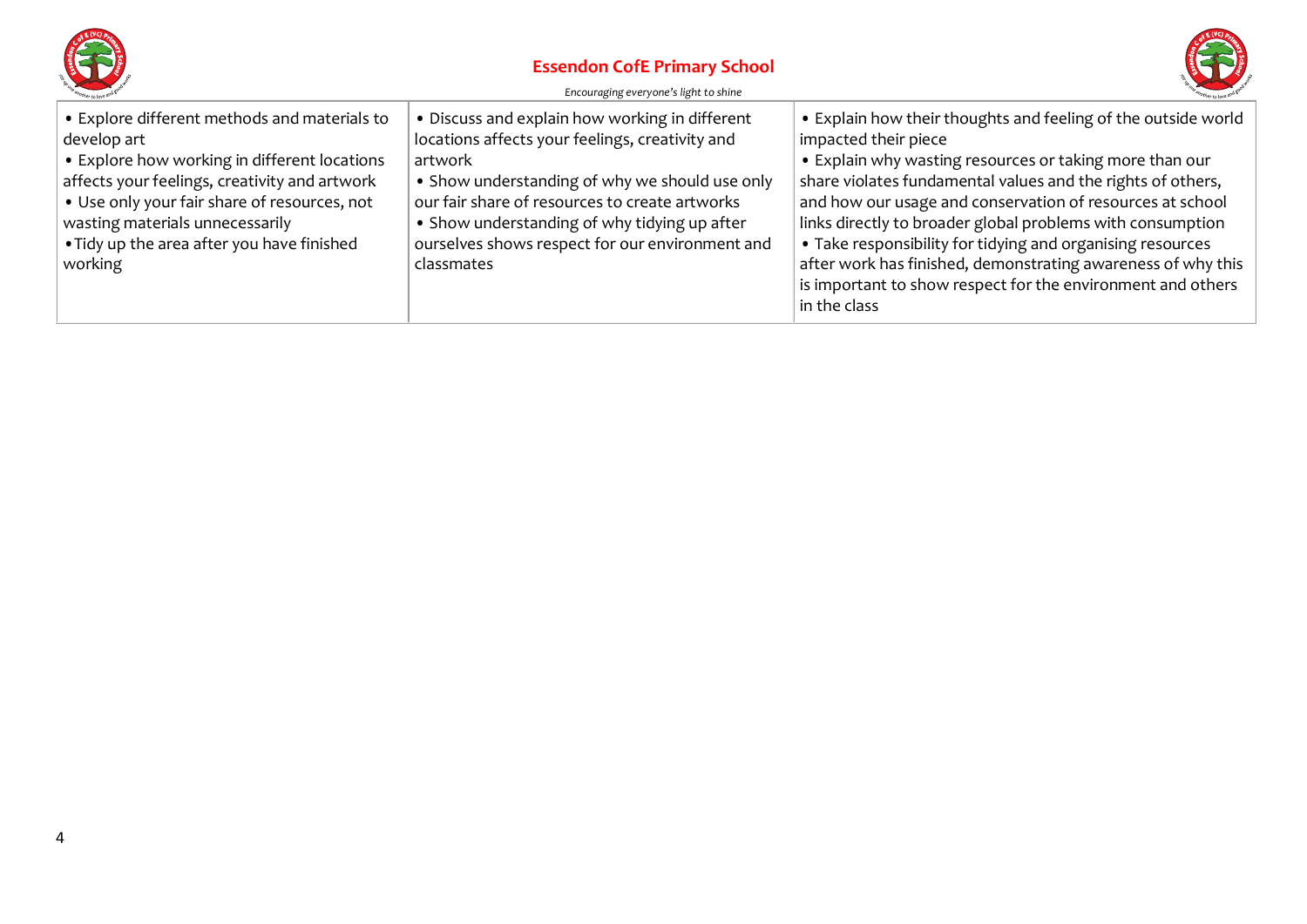| | | |
|---|---|---|
| • Explore different methods and materials to develop art<br>• Explore how working in different locations affects your feelings, creativity and artwork<br>• Use only your fair share of resources, not wasting materials unnecessarily<br>•Tidy up the area after you have finished working | • Discuss and explain how working in different locations affects your feelings, creativity and artwork<br>• Show understanding of why we should use only our fair share of resources to create artworks<br>• Show understanding of why tidying up after ourselves shows respect for our environment and classmates | • Explain how their thoughts and feeling of the outside world impacted their piece<br>• Explain why wasting resources or taking more than our share violates fundamental values and the rights of others, and how our usage and conservation of resources at school links directly to broader global problems with consumption<br>• Take responsibility for tidying and organising resources after work has finished, demonstrating awareness of why this is important to show respect for the environment and others in the class |